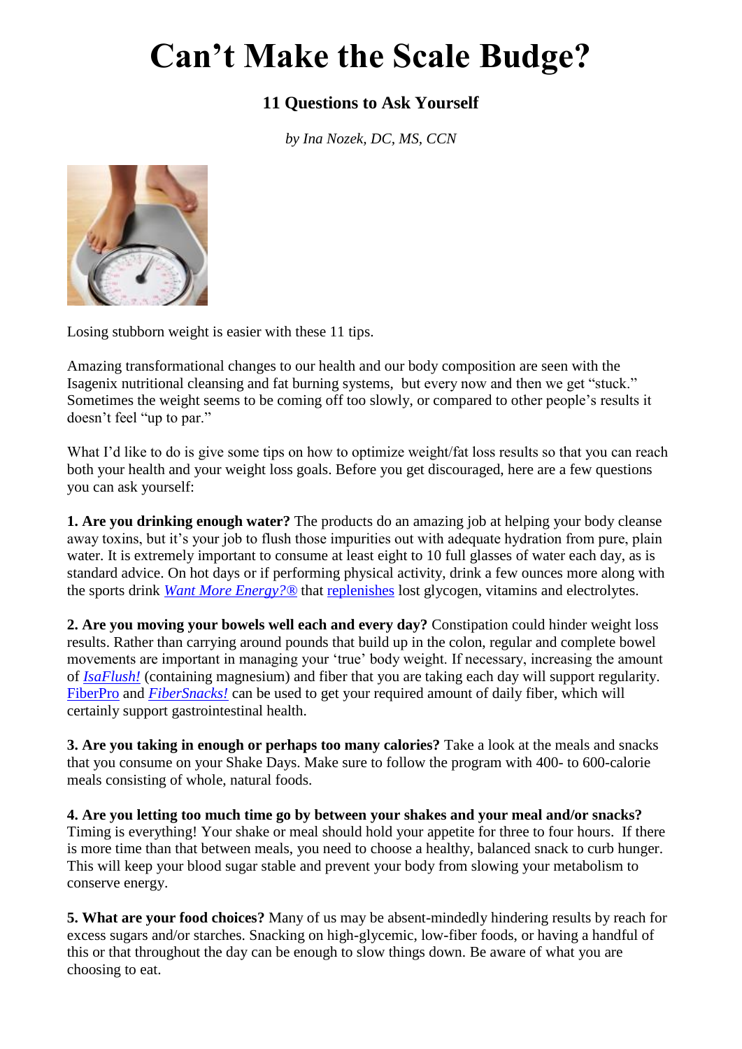# Can't Make the Scale Budge?

### 11 Questions to Ask Yourself

*by Ina Nozek, DC, MS, CCN*

Losing stubborn weight is easier with these 11 tips.

Amazing transformational changes to our health and our body composition are seen with the Isagenix nutritional cleansing and fat burning systems, but every now and then we get "stuck." Sometimes the weight seems to be coming off too slowly, or compared to other people's results it doesn't feel "up to par."

What I'd like to do is give some tips on how to optimize weight/fat loss results so that you can reach both your health and your weight loss goals. Before you get discouraged, here are a few questions you can ask yourself:

**1. Are you drinking enough water?** The products do an amazing job at helping your body cleanse away toxins, but it's your job to flush those impurities out with adequate hydration from pure, plain water. It is extremely important to consume at least eight to 10 full glasses of water each day, as is standard advice. On hot days or if performing physical activity, drink a few ounces more along with the sports drink *Want More Energy?®* that replenishes lost glycogen, vitamins and electrolytes.

**2. Are you moving your bowels well each and every day?** Constipation could hinder weight loss results. Rather than carrying around pounds that build up in the colon, regular and complete bowel movements are important in managing your 'true' body weight. If necessary, increasing the amount of *IsaFlush!* (containing magnesium) and fiber that you are taking each day will support regularity. FiberPro and *FiberSnacks!* can be used to get your required amount of daily fiber, which will certainly support gastrointestinal health.

**3. Are you taking in enough or perhaps too many calories?** Take a look at the meals and snacks that you consume on your Shake Days. Make sure to follow the program with 400- to 600-calorie meals consisting of whole, natural foods.

**4. Are you letting too much time go by between your shakes and your meal and/or snacks?** Timing is everything! Your shake or meal should hold your appetite for three to four hours. If there is more time than that between meals, you need to choose a healthy, balanced snack to curb hunger. This will keep your blood sugar stable and prevent your body from slowing your metabolism to conserve energy.

**5. What are your food choices?** Many of us may be absent-mindedly hindering results by reach for excess sugars and/or starches. Snacking on high-glycemic, low-fiber foods, or having a handful of this or that throughout the day can be enough to slow things down. Be aware of what you are choosing to eat.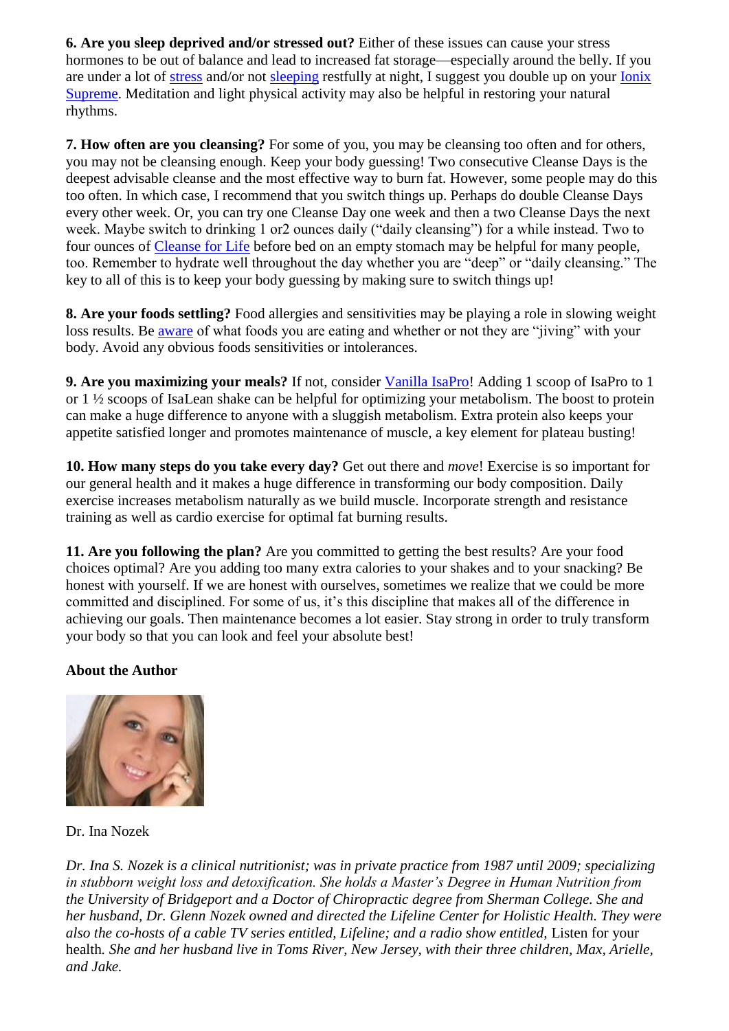**6. Are you sleep deprived and/or stressed out?** Either of these issues can cause your stress hormones to be out of balance and lead to increased fat storage—especially around the belly. If you are under a lot of stress and/or not sleeping restfully at night, I suggest you double up on your Ionix Supreme. Meditation and light physical activity may also be helpful in restoring your natural rhythms.

**7. How often are you cleansing?** For some of you, you may be cleansing too often and for others, you may not be cleansing enough. Keep your body guessing! Two consecutive Cleanse Days is the deepest advisable cleanse and the most effective way to burn fat. However, some people may do this too often. In which case, I recommend that you switch things up. Perhaps do double Cleanse Days every other week. Or, you can try one Cleanse Day one week and then a two Cleanse Days the next week. Maybe switch to drinking 1 or2 ounces daily ("daily cleansing") for a while instead. Two to four ounces of Cleanse for Life before bed on an empty stomach may be helpful for many people, too. Remember to hydrate well throughout the day whether you are "deep" or "daily cleansing." The key to all of this is to keep your body guessing by making sure to switch things up!

**8. Are your foods settling?** Food allergies and sensitivities may be playing a role in slowing weight loss results. Be aware of what foods you are eating and whether or not they are "jiving" with your body. Avoid any obvious foods sensitivities or intolerances.

**9. Are you maximizing your meals?** If not, consider Vanilla IsaPro! Adding 1 scoop of IsaPro to 1 or 1 ½ scoops of IsaLean shake can be helpful for optimizing your metabolism. The boost to protein can make a huge difference to anyone with a sluggish metabolism. Extra protein also keeps your appetite satisfied longer and promotes maintenance of muscle, a key element for plateau busting!

**10. How many steps do you take every day?** Get out there and *move*! Exercise is so important for our general health and it makes a huge difference in transforming our body composition. Daily exercise increases metabolism naturally as we build muscle. Incorporate strength and resistance training as well as cardio exercise for optimal fat burning results.

**11. Are you following the plan?** Are you committed to getting the best results? Are your food choices optimal? Are you adding too many extra calories to your shakes and to your snacking? Be honest with yourself. If we are honest with ourselves, sometimes we realize that we could be more committed and disciplined. For some of us, it's this discipline that makes all of the difference in achieving our goals. Then maintenance becomes a lot easier. Stay strong in order to truly transform your body so that you can look and feel your absolute best!

**About the Author**

Dr. Ina Nozek

*Dr. Ina S. Nozek is a clinical nutritionist; was in private practice from 1987 until 2009; specializing in stubborn weight loss and detoxification. She holds a Master's Degree in Human Nutrition from the University of Bridgeport and a Doctor of Chiropractic degree from Sherman College. She and her husband, Dr. Glenn Nozek owned and directed the Lifeline Center for Holistic Health. They were also the co-hosts of a cable TV series entitled, Lifeline; and a radio show entitled,* Listen for your health. *She and her husband live in Toms River, New Jersey, with their three children, Max, Arielle, and Jake.*